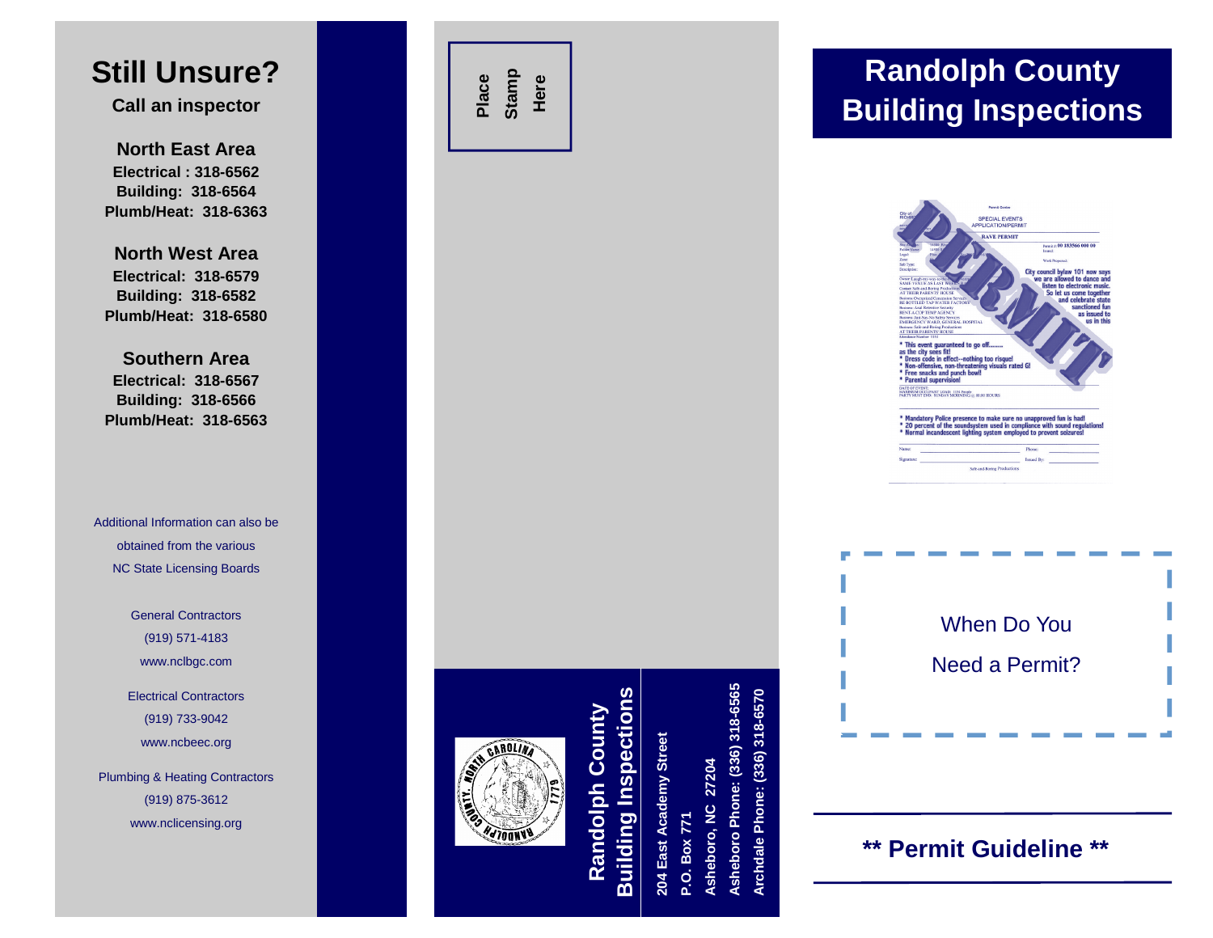# Still Unsure?

**Call an inspector**

### North East Area

**Electrical : 318-6562**
**Building: 318-6564**
**Plumb/Heat: 318-6363**

### North West Area

**Electrical: 318-6579**
**Building: 318-6582**
**Plumb/Heat: 318-6580**

### Southern Area

**Electrical: 318-6567**
**Building: 318-6566**
**Plumb/Heat: 318-6563**

Additional Information can also be obtained from the various NC State Licensing Boards

General Contractors
(919) 571-4183
www.nclbgc.com

Electrical Contractors
(919) 733-9042
www.ncbeec.org

Plumbing & Heating Contractors
(919) 875-3612
www.nclicensing.org

Place Stamp Here

## Randolph County Building Inspections

**204 East Academy Street**
**P.O. Box 771**
**Asheboro, NC 27204**
**Asheboro Phone: (336) 318-6565**
**Archdale Phone: (336) 318-6570**

# Randolph County Building Inspections

When Do You Need a Permit?

## ** Permit Guideline **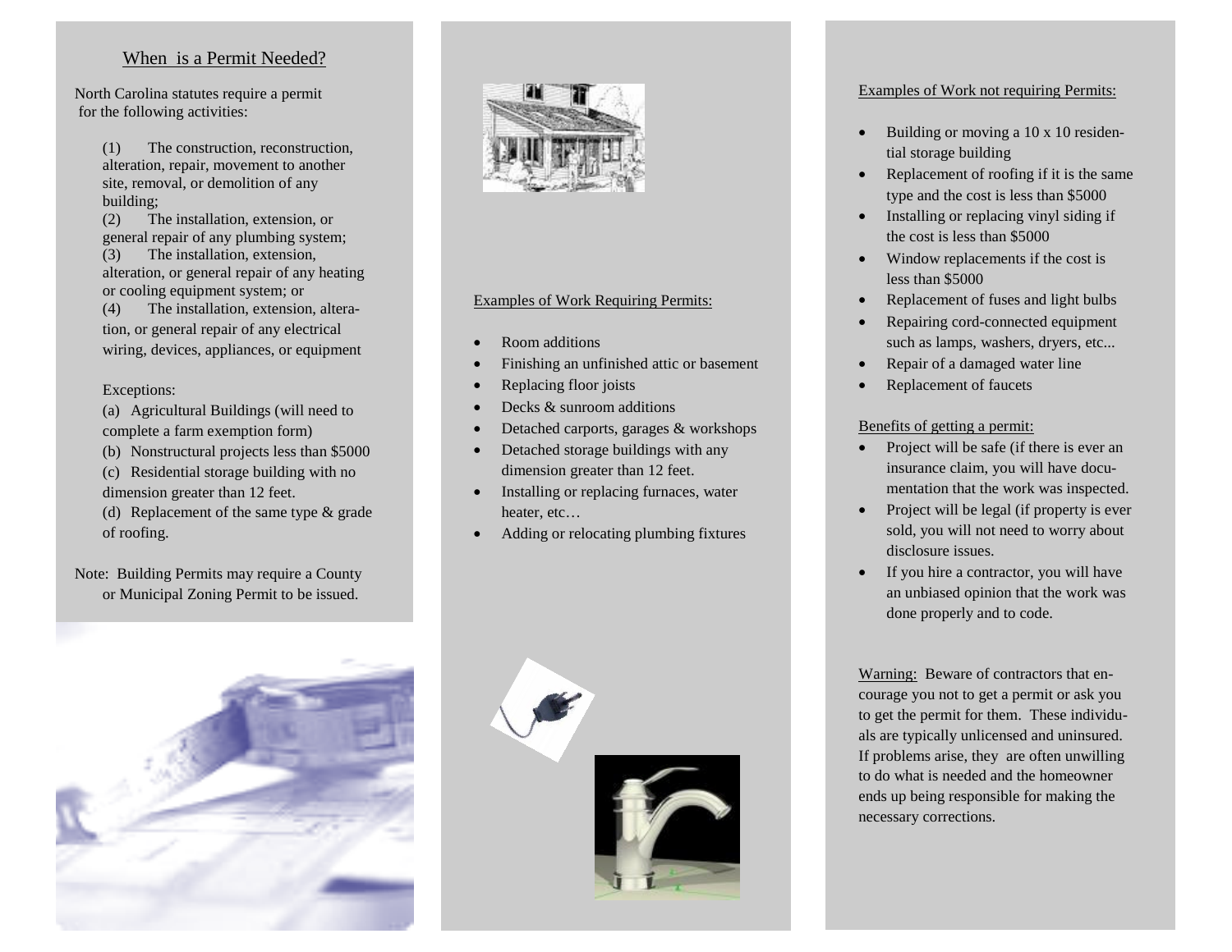## When is a Permit Needed?

North Carolina statutes require a permit for the following activities:

(1) The construction, reconstruction, alteration, repair, movement to another site, removal, or demolition of any building;
(2) The installation, extension, or general repair of any plumbing system;
(3) The installation, extension, alteration, or general repair of any heating or cooling equipment system; or
(4) The installation, extension, alteration, or general repair of any electrical wiring, devices, appliances, or equipment

Exceptions:
(a) Agricultural Buildings (will need to complete a farm exemption form)
(b) Nonstructural projects less than $5000
(c) Residential storage building with no dimension greater than 12 feet.
(d) Replacement of the same type & grade of roofing.

Note: Building Permits may require a County or Municipal Zoning Permit to be issued.

### Examples of Work Requiring Permits:

- Room additions
- Finishing an unfinished attic or basement
- Replacing floor joists
- Decks & sunroom additions
- Detached carports, garages & workshops
- Detached storage buildings with any dimension greater than 12 feet.
- Installing or replacing furnaces, water heater, etc…
- Adding or relocating plumbing fixtures

### Examples of Work not requiring Permits:

- Building or moving a 10 x 10 residential storage building
- Replacement of roofing if it is the same type and the cost is less than $5000
- Installing or replacing vinyl siding if the cost is less than $5000
- Window replacements if the cost is less than $5000
- Replacement of fuses and light bulbs
- Repairing cord-connected equipment such as lamps, washers, dryers, etc...
- Repair of a damaged water line
- Replacement of faucets

### Benefits of getting a permit:

- Project will be safe (if there is ever an insurance claim, you will have documentation that the work was inspected.
- Project will be legal (if property is ever sold, you will not need to worry about disclosure issues.
- If you hire a contractor, you will have an unbiased opinion that the work was done properly and to code.

Warning: Beware of contractors that encourage you not to get a permit or ask you to get the permit for them. These individuals are typically unlicensed and uninsured. If problems arise, they are often unwilling to do what is needed and the homeowner ends up being responsible for making the necessary corrections.